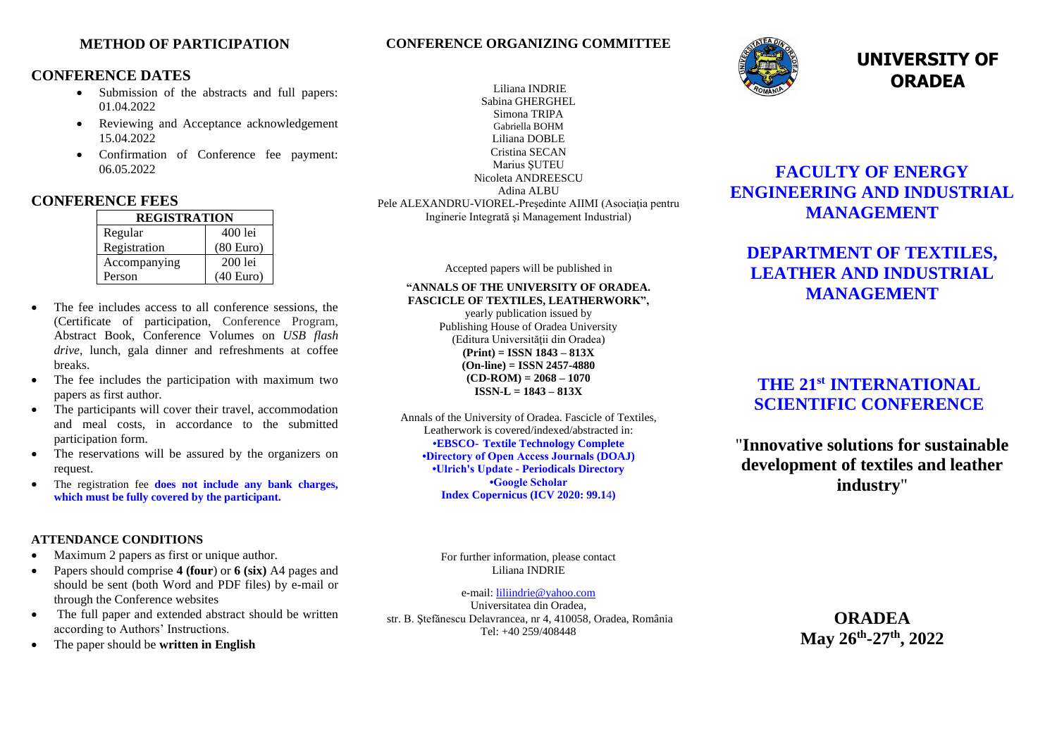## METHOD OF PARTICIPATION

### CONFERENCE DATES

- Submission of the abstracts and full papers: 01.04.2022
- Reviewing and Acceptance acknowledgement 15.04.2022
- Confirmation of Conference fee payment: 06.05.2022

### CONFERENCE FEES

| REGISTRATION | |
|---|---|
| Regular Registration | 400 lei (80 Euro) |
| Accompanying Person | 200 lei (40 Euro) |

- The fee includes access to all conference sessions, the (Certificate of participation, Conference Program, Abstract Book, Conference Volumes on *USB flash drive*, lunch, gala dinner and refreshments at coffee breaks.
- The fee includes the participation with maximum two papers as first author.
- The participants will cover their travel, accommodation and meal costs, in accordance to the submitted participation form.
- The reservations will be assured by the organizers on request.
- The registration fee **does not include any bank charges, which must be fully covered by the participant.**

#### ATTENDANCE CONDITIONS

- Maximum 2 papers as first or unique author.
- Papers should comprise **4 (four**) or **6 (six)** A4 pages and should be sent (both Word and PDF files) by e-mail or through the Conference websites
- The full paper and extended abstract should be written according to Authors' Instructions.
- The paper should be **written in English**

## CONFERENCE ORGANIZING COMMITTEE

Liliana INDRIE
Sabina GHERGHEL
Simona TRIPA
Gabriella BOHM
Liliana DOBLE
Cristina SECAN
Marius ŞUTEU
Nicoleta ANDREESCU
Adina ALBU
Pele ALEXANDRU-VIOREL-Preşedinte AIIMI (Asociaţia pentru Inginerie Integrată şi Management Industrial)

Accepted papers will be published in

**"ANNALS OF THE UNIVERSITY OF ORADEA. FASCICLE OF TEXTILES, LEATHERWORK",**
yearly publication issued by
Publishing House of Oradea University
(Editura Universităţii din Oradea)
**(Print) = ISSN 1843 – 813X**
**(On-line) = ISSN 2457-4880**
**(CD-ROM) = 2068 – 1070**
**ISSN-L = 1843 – 813X**

Annals of the University of Oradea. Fascicle of Textiles, Leatherwork is covered/indexed/abstracted in:
**•EBSCO- Textile Technology Complete**
**•Directory of Open Access Journals (DOAJ)**
**•Ulrich's Update - Periodicals Directory**
**•Google Scholar**
**Index Copernicus (ICV 2020: 99.14)**

For further information, please contact
Liliana INDRIE

e-mail: liliindrie@yahoo.com
Universitatea din Oradea,
str. B. Ştefănescu Delavrancea, nr 4, 410058, Oradea, România
Tel: +40 259/408448

# UNIVERSITY OF ORADEA

## FACULTY OF ENERGY ENGINEERING AND INDUSTRIAL MANAGEMENT

## DEPARTMENT OF TEXTILES, LEATHER AND INDUSTRIAL MANAGEMENT

## THE 21st INTERNATIONAL SCIENTIFIC CONFERENCE

**"Innovative solutions for sustainable development of textiles and leather industry"**

**ORADEA**
**May 26th-27th, 2022**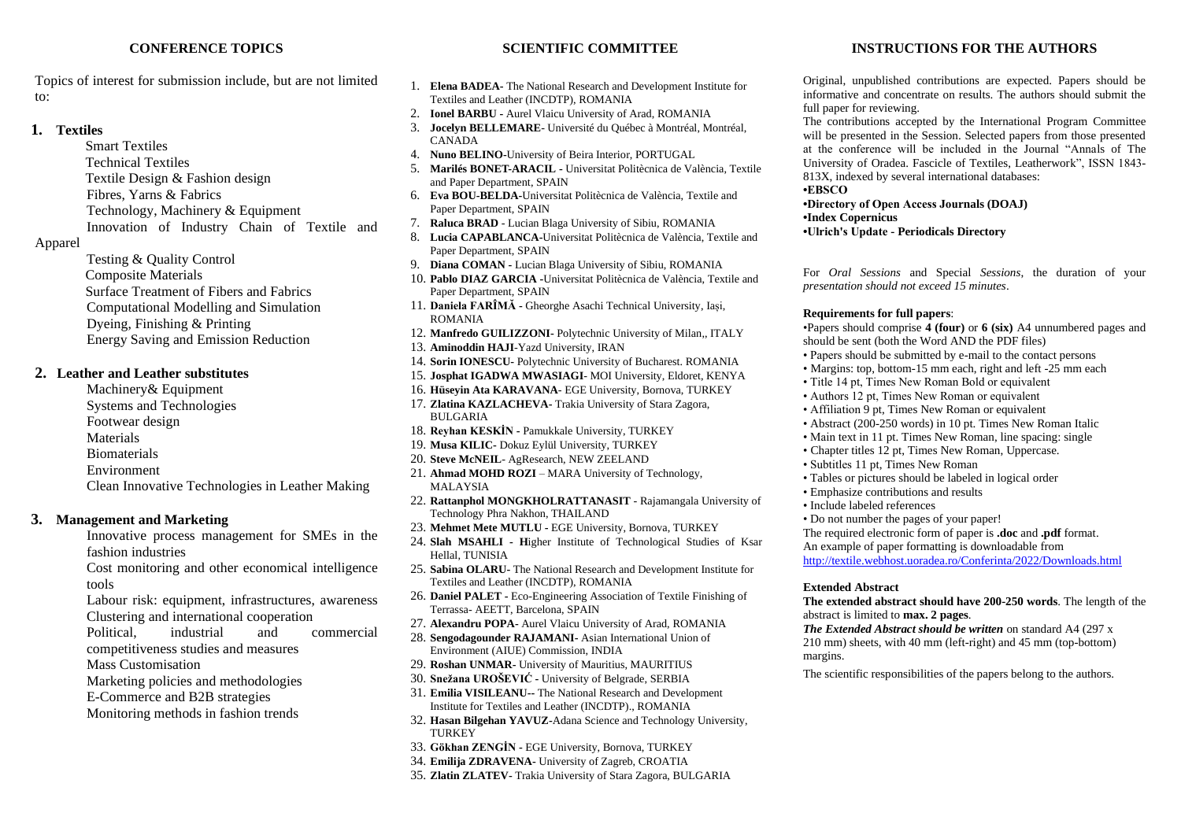## CONFERENCE TOPICS

Topics of interest for submission include, but are not limited to:

### 1. Textiles

- Smart Textiles
- Technical Textiles
- Textile Design & Fashion design
- Fibres, Yarns & Fabrics
- Technology, Machinery & Equipment
- Innovation of Industry Chain of Textile and Apparel
- Testing & Quality Control
- Composite Materials
- Surface Treatment of Fibers and Fabrics
- Computational Modelling and Simulation
- Dyeing, Finishing & Printing
- Energy Saving and Emission Reduction

### 2. Leather and Leather substitutes

- Machinery& Equipment
- Systems and Technologies
- Footwear design
- Materials
- Biomaterials
- Environment
- Clean Innovative Technologies in Leather Making

### 3. Management and Marketing

- Innovative process management for SMEs in the fashion industries
- Cost monitoring and other economical intelligence tools
- Labour risk: equipment, infrastructures, awareness
- Clustering and international cooperation
- Political, industrial and commercial competitiveness studies and measures
- Mass Customisation
- Marketing policies and methodologies
- E-Commerce and B2B strategies
- Monitoring methods in fashion trends

## SCIENTIFIC COMMITTEE

1. **Elena BADEA**- The National Research and Development Institute for Textiles and Leather (INCDTP), ROMANIA
2. **Ionel BARBU** - Aurel Vlaicu University of Arad, ROMANIA
3. **Jocelyn BELLEMARE**- Université du Québec à Montréal, Montréal, CANADA
4. **Nuno BELINO**-University of Beira Interior, PORTUGAL
5. **Marilés BONET-ARACIL** - Universitat Politècnica de València, Textile and Paper Department, SPAIN
6. **Eva BOU-BELDA**-Universitat Politècnica de València, Textile and Paper Department, SPAIN
7. **Raluca BRAD** - Lucian Blaga University of Sibiu, ROMANIA
8. **Lucia CAPABLANCA**-Universitat Politècnica de València, Textile and Paper Department, SPAIN
9. **Diana COMAN** - Lucian Blaga University of Sibiu, ROMANIA
10. **Pablo DIAZ GARCIA** -Universitat Politècnica de València, Textile and Paper Department, SPAIN
11. **Daniela FARÎMĂ** - Gheorghe Asachi Technical University, Iași, ROMANIA
12. **Manfredo GUILIZZONI**- Polytechnic University of Milan,, ITALY
13. **Aminoddin HAJI**-Yazd University, IRAN
14. **Sorin IONESCU**- Polytechnic University of Bucharest. ROMANIA
15. **Josphat IGADWA MWASIAGI**- MOI University, Eldoret, KENYA
16. **Hüseyin Ata KARAVANA**- EGE University, Bornova, TURKEY
17. **Zlatina KAZLACHEVA**- Trakia University of Stara Zagora, BULGARIA
18. **Reyhan KESKİN** - Pamukkale University, TURKEY
19. **Musa KILIC**- Dokuz Eylül University, TURKEY
20. **Steve McNEIL**- AgResearch, NEW ZEELAND
21. **Ahmad MOHD ROZI** – MARA University of Technology, MALAYSIA
22. **Rattanphol MONGKHOLRATTANASIT** - Rajamangala University of Technology Phra Nakhon, THAILAND
23. **Mehmet Mete MUTLU** - EGE University, Bornova, TURKEY
24. **Slah MSAHLI** - **H**igher Institute of Technological Studies of Ksar Hellal, TUNISIA
25. **Sabina OLARU**- The National Research and Development Institute for Textiles and Leather (INCDTP), ROMANIA
26. **Daniel PALET** - Eco-Engineering Association of Textile Finishing of Terrassa- AEETT, Barcelona, SPAIN
27. **Alexandru POPA**- Aurel Vlaicu University of Arad, ROMANIA
28. **Sengodagounder RAJAMANI**- Asian International Union of Environment (AIUE) Commission, INDIA
29. **Roshan UNMAR**- University of Mauritius, MAURITIUS
30. **Snežana UROŠEVIĆ** - University of Belgrade, SERBIA
31. **Emilia VISILEANU**-- The National Research and Development Institute for Textiles and Leather (INCDTP)., ROMANIA
32. **Hasan Bilgehan YAVUZ**-Adana Science and Technology University, TURKEY
33. **Gökhan ZENGİN** - EGE University, Bornova, TURKEY
34. **Emilija ZDRAVENA**- University of Zagreb, CROATIA
35. **Zlatin ZLATEV**- Trakia University of Stara Zagora, BULGARIA

## INSTRUCTIONS FOR THE AUTHORS

Original, unpublished contributions are expected. Papers should be informative and concentrate on results. The authors should submit the full paper for reviewing.

The contributions accepted by the International Program Committee will be presented in the Session. Selected papers from those presented at the conference will be included in the Journal "Annals of The University of Oradea. Fascicle of Textiles, Leatherwork", ISSN 1843-813X, indexed by several international databases:

**•EBSCO**
**•Directory of Open Access Journals (DOAJ)**
**•Index Copernicus**
**•Ulrich's Update - Periodicals Directory**

For *Oral Sessions* and Special *Sessions*, the duration of your *presentation should not exceed 15 minutes*.

**Requirements for full papers**:

•Papers should comprise **4 (four)** or **6 (six)** A4 unnumbered pages and should be sent (both the Word AND the PDF files)

- Papers should be submitted by e-mail to the contact persons
- Margins: top, bottom-15 mm each, right and left -25 mm each
- Title 14 pt, Times New Roman Bold or equivalent
- Authors 12 pt, Times New Roman or equivalent
- Affiliation 9 pt, Times New Roman or equivalent
- Abstract (200-250 words) in 10 pt. Times New Roman Italic
- Main text in 11 pt. Times New Roman, line spacing: single
- Chapter titles 12 pt, Times New Roman, Uppercase.
- Subtitles 11 pt, Times New Roman
- Tables or pictures should be labeled in logical order
- Emphasize contributions and results
- Include labeled references
- Do not number the pages of your paper!

The required electronic form of paper is **.doc** and **.pdf** format.
An example of paper formatting is downloadable from
http://textile.webhost.uoradea.ro/Conferinta/2022/Downloads.html

**Extended Abstract**

**The extended abstract should have 200-250 words**. The length of the abstract is limited to **max. 2 pages**.

***The Extended Abstract should be written*** on standard A4 (297 x 210 mm) sheets, with 40 mm (left-right) and 45 mm (top-bottom) margins.

The scientific responsibilities of the papers belong to the authors.